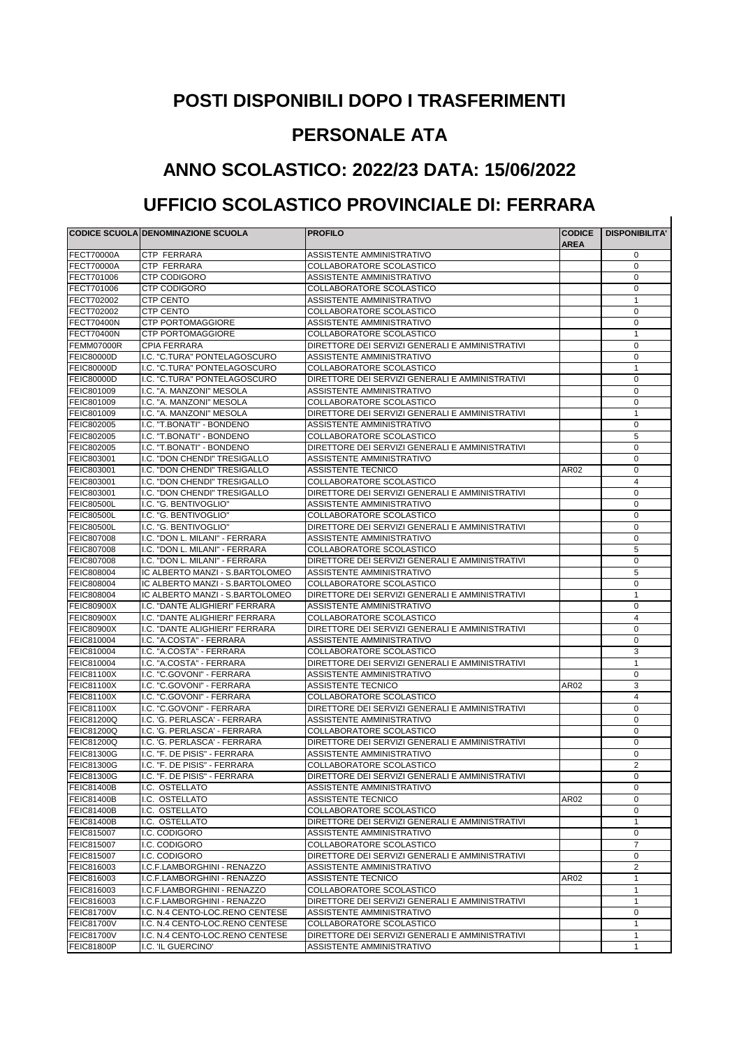# POSTI DISPONIBILI DOPO I TRASFERIMENTI

# PERSONALE ATA

# ANNO SCOLASTICO: 2022/23 DATA: 15/06/2022

# UFFICIO SCOLASTICO PROVINCIALE DI: FERRARA

| CODICE SCUOLA | DENOMINAZIONE SCUOLA | PROFILO | CODICE AREA | DISPONIBILITA' |
|---|---|---|---|---|
| FECT70000A | CTP FERRARA | ASSISTENTE AMMINISTRATIVO | | 0 |
| FECT70000A | CTP FERRARA | COLLABORATORE SCOLASTICO | | 0 |
| FECT701006 | CTP CODIGORO | ASSISTENTE AMMINISTRATIVO | | 0 |
| FECT701006 | CTP CODIGORO | COLLABORATORE SCOLASTICO | | 0 |
| FECT702002 | CTP CENTO | ASSISTENTE AMMINISTRATIVO | | 1 |
| FECT702002 | CTP CENTO | COLLABORATORE SCOLASTICO | | 0 |
| FECT70400N | CTP PORTOMAGGIORE | ASSISTENTE AMMINISTRATIVO | | 0 |
| FECT70400N | CTP PORTOMAGGIORE | COLLABORATORE SCOLASTICO | | 1 |
| FEMM07000R | CPIA FERRARA | DIRETTORE DEI SERVIZI GENERALI E AMMINISTRATIVI | | 0 |
| FEIC80000D | I.C. "C.TURA" PONTELAGOSCURO | ASSISTENTE AMMINISTRATIVO | | 0 |
| FEIC80000D | I.C. "C.TURA" PONTELAGOSCURO | COLLABORATORE SCOLASTICO | | 1 |
| FEIC80000D | I.C. "C.TURA" PONTELAGOSCURO | DIRETTORE DEI SERVIZI GENERALI E AMMINISTRATIVI | | 0 |
| FEIC801009 | I.C. "A. MANZONI" MESOLA | ASSISTENTE AMMINISTRATIVO | | 0 |
| FEIC801009 | I.C. "A. MANZONI" MESOLA | COLLABORATORE SCOLASTICO | | 0 |
| FEIC801009 | I.C. "A. MANZONI" MESOLA | DIRETTORE DEI SERVIZI GENERALI E AMMINISTRATIVI | | 1 |
| FEIC802005 | I.C. "T.BONATI" - BONDENO | ASSISTENTE AMMINISTRATIVO | | 0 |
| FEIC802005 | I.C. "T.BONATI" - BONDENO | COLLABORATORE SCOLASTICO | | 5 |
| FEIC802005 | I.C. "T.BONATI" - BONDENO | DIRETTORE DEI SERVIZI GENERALI E AMMINISTRATIVI | | 0 |
| FEIC803001 | I.C. "DON CHENDI" TRESIGALLO | ASSISTENTE AMMINISTRATIVO | | 0 |
| FEIC803001 | I.C. "DON CHENDI" TRESIGALLO | ASSISTENTE TECNICO | AR02 | 0 |
| FEIC803001 | I.C. "DON CHENDI" TRESIGALLO | COLLABORATORE SCOLASTICO | | 4 |
| FEIC803001 | I.C. "DON CHENDI" TRESIGALLO | DIRETTORE DEI SERVIZI GENERALI E AMMINISTRATIVI | | 0 |
| FEIC80500L | I.C. "G. BENTIVOGLIO" | ASSISTENTE AMMINISTRATIVO | | 0 |
| FEIC80500L | I.C. "G. BENTIVOGLIO" | COLLABORATORE SCOLASTICO | | 0 |
| FEIC80500L | I.C. "G. BENTIVOGLIO" | DIRETTORE DEI SERVIZI GENERALI E AMMINISTRATIVI | | 0 |
| FEIC807008 | I.C. "DON L. MILANI" - FERRARA | ASSISTENTE AMMINISTRATIVO | | 0 |
| FEIC807008 | I.C. "DON L. MILANI" - FERRARA | COLLABORATORE SCOLASTICO | | 5 |
| FEIC807008 | I.C. "DON L. MILANI" - FERRARA | DIRETTORE DEI SERVIZI GENERALI E AMMINISTRATIVI | | 0 |
| FEIC808004 | IC ALBERTO MANZI - S.BARTOLOMEO | ASSISTENTE AMMINISTRATIVO | | 5 |
| FEIC808004 | IC ALBERTO MANZI - S.BARTOLOMEO | COLLABORATORE SCOLASTICO | | 0 |
| FEIC808004 | IC ALBERTO MANZI - S.BARTOLOMEO | DIRETTORE DEI SERVIZI GENERALI E AMMINISTRATIVI | | 1 |
| FEIC80900X | I.C. "DANTE ALIGHIERI" FERRARA | ASSISTENTE AMMINISTRATIVO | | 0 |
| FEIC80900X | I.C. "DANTE ALIGHIERI" FERRARA | COLLABORATORE SCOLASTICO | | 4 |
| FEIC80900X | I.C. "DANTE ALIGHIERI" FERRARA | DIRETTORE DEI SERVIZI GENERALI E AMMINISTRATIVI | | 0 |
| FEIC810004 | I.C. "A.COSTA" - FERRARA | ASSISTENTE AMMINISTRATIVO | | 0 |
| FEIC810004 | I.C. "A.COSTA" - FERRARA | COLLABORATORE SCOLASTICO | | 3 |
| FEIC810004 | I.C. "A.COSTA" - FERRARA | DIRETTORE DEI SERVIZI GENERALI E AMMINISTRATIVI | | 1 |
| FEIC81100X | I.C. "C.GOVONI" - FERRARA | ASSISTENTE AMMINISTRATIVO | | 0 |
| FEIC81100X | I.C. "C.GOVONI" - FERRARA | ASSISTENTE TECNICO | AR02 | 3 |
| FEIC81100X | I.C. "C.GOVONI" - FERRARA | COLLABORATORE SCOLASTICO | | 4 |
| FEIC81100X | I.C. "C.GOVONI" - FERRARA | DIRETTORE DEI SERVIZI GENERALI E AMMINISTRATIVI | | 0 |
| FEIC81200Q | I.C. 'G. PERLASCA' - FERRARA | ASSISTENTE AMMINISTRATIVO | | 0 |
| FEIC81200Q | I.C. 'G. PERLASCA' - FERRARA | COLLABORATORE SCOLASTICO | | 0 |
| FEIC81200Q | I.C. 'G. PERLASCA' - FERRARA | DIRETTORE DEI SERVIZI GENERALI E AMMINISTRATIVI | | 0 |
| FEIC81300G | I.C. "F. DE PISIS" - FERRARA | ASSISTENTE AMMINISTRATIVO | | 0 |
| FEIC81300G | I.C. "F. DE PISIS" - FERRARA | COLLABORATORE SCOLASTICO | | 2 |
| FEIC81300G | I.C. "F. DE PISIS" - FERRARA | DIRETTORE DEI SERVIZI GENERALI E AMMINISTRATIVI | | 0 |
| FEIC81400B | I.C. OSTELLATO | ASSISTENTE AMMINISTRATIVO | | 0 |
| FEIC81400B | I.C. OSTELLATO | ASSISTENTE TECNICO | AR02 | 0 |
| FEIC81400B | I.C. OSTELLATO | COLLABORATORE SCOLASTICO | | 0 |
| FEIC81400B | I.C. OSTELLATO | DIRETTORE DEI SERVIZI GENERALI E AMMINISTRATIVI | | 1 |
| FEIC815007 | I.C. CODIGORO | ASSISTENTE AMMINISTRATIVO | | 0 |
| FEIC815007 | I.C. CODIGORO | COLLABORATORE SCOLASTICO | | 7 |
| FEIC815007 | I.C. CODIGORO | DIRETTORE DEI SERVIZI GENERALI E AMMINISTRATIVI | | 0 |
| FEIC816003 | I.C.F.LAMBORGHINI - RENAZZO | ASSISTENTE AMMINISTRATIVO | | 2 |
| FEIC816003 | I.C.F.LAMBORGHINI - RENAZZO | ASSISTENTE TECNICO | AR02 | 1 |
| FEIC816003 | I.C.F.LAMBORGHINI - RENAZZO | COLLABORATORE SCOLASTICO | | 1 |
| FEIC816003 | I.C.F.LAMBORGHINI - RENAZZO | DIRETTORE DEI SERVIZI GENERALI E AMMINISTRATIVI | | 1 |
| FEIC81700V | I.C. N.4 CENTO-LOC.RENO CENTESE | ASSISTENTE AMMINISTRATIVO | | 0 |
| FEIC81700V | I.C. N.4 CENTO-LOC.RENO CENTESE | COLLABORATORE SCOLASTICO | | 1 |
| FEIC81700V | I.C. N.4 CENTO-LOC.RENO CENTESE | DIRETTORE DEI SERVIZI GENERALI E AMMINISTRATIVI | | 1 |
| FEIC81800P | I.C. 'IL GUERCINO' | ASSISTENTE AMMINISTRATIVO | | 1 |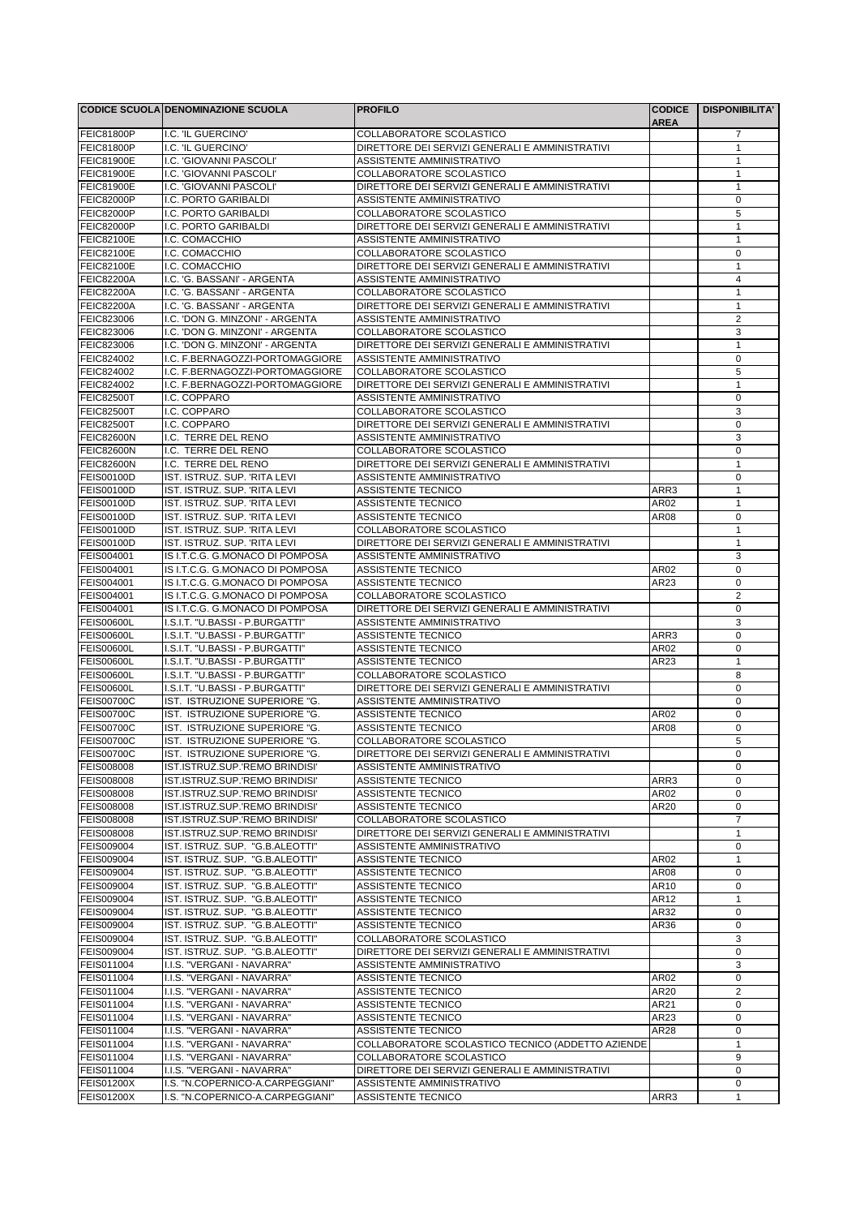| CODICE SCUOLA | DENOMINAZIONE SCUOLA | PROFILO | CODICE AREA | DISPONIBILITA' |
|---|---|---|---|---|
| FEIC81800P | I.C. 'IL GUERCINO' | COLLABORATORE SCOLASTICO | | 7 |
| FEIC81800P | I.C. 'IL GUERCINO' | DIRETTORE DEI SERVIZI GENERALI E AMMINISTRATIVI | | 1 |
| FEIC81900E | I.C. 'GIOVANNI PASCOLI' | ASSISTENTE AMMINISTRATIVO | | 1 |
| FEIC81900E | I.C. 'GIOVANNI PASCOLI' | COLLABORATORE SCOLASTICO | | 1 |
| FEIC81900E | I.C. 'GIOVANNI PASCOLI' | DIRETTORE DEI SERVIZI GENERALI E AMMINISTRATIVI | | 1 |
| FEIC82000P | I.C. PORTO GARIBALDI | ASSISTENTE AMMINISTRATIVO | | 0 |
| FEIC82000P | I.C. PORTO GARIBALDI | COLLABORATORE SCOLASTICO | | 5 |
| FEIC82000P | I.C. PORTO GARIBALDI | DIRETTORE DEI SERVIZI GENERALI E AMMINISTRATIVI | | 1 |
| FEIC82100E | I.C. COMACCHIO | ASSISTENTE AMMINISTRATIVO | | 1 |
| FEIC82100E | I.C. COMACCHIO | COLLABORATORE SCOLASTICO | | 0 |
| FEIC82100E | I.C. COMACCHIO | DIRETTORE DEI SERVIZI GENERALI E AMMINISTRATIVI | | 1 |
| FEIC82200A | I.C. 'G. BASSANI' - ARGENTA | ASSISTENTE AMMINISTRATIVO | | 4 |
| FEIC82200A | I.C. 'G. BASSANI' - ARGENTA | COLLABORATORE SCOLASTICO | | 1 |
| FEIC82200A | I.C. 'G. BASSANI' - ARGENTA | DIRETTORE DEI SERVIZI GENERALI E AMMINISTRATIVI | | 1 |
| FEIC823006 | I.C. 'DON G. MINZONI' - ARGENTA | ASSISTENTE AMMINISTRATIVO | | 2 |
| FEIC823006 | I.C. 'DON G. MINZONI' - ARGENTA | COLLABORATORE SCOLASTICO | | 3 |
| FEIC823006 | I.C. 'DON G. MINZONI' - ARGENTA | DIRETTORE DEI SERVIZI GENERALI E AMMINISTRATIVI | | 1 |
| FEIC824002 | I.C. F.BERNAGOZZI-PORTOMAGGIORE | ASSISTENTE AMMINISTRATIVO | | 0 |
| FEIC824002 | I.C. F.BERNAGOZZI-PORTOMAGGIORE | COLLABORATORE SCOLASTICO | | 5 |
| FEIC824002 | I.C. F.BERNAGOZZI-PORTOMAGGIORE | DIRETTORE DEI SERVIZI GENERALI E AMMINISTRATIVI | | 1 |
| FEIC82500T | I.C. COPPARO | ASSISTENTE AMMINISTRATIVO | | 0 |
| FEIC82500T | I.C. COPPARO | COLLABORATORE SCOLASTICO | | 3 |
| FEIC82500T | I.C. COPPARO | DIRETTORE DEI SERVIZI GENERALI E AMMINISTRATIVI | | 0 |
| FEIC82600N | I.C. TERRE DEL RENO | ASSISTENTE AMMINISTRATIVO | | 3 |
| FEIC82600N | I.C. TERRE DEL RENO | COLLABORATORE SCOLASTICO | | 0 |
| FEIC82600N | I.C. TERRE DEL RENO | DIRETTORE DEI SERVIZI GENERALI E AMMINISTRATIVI | | 1 |
| FEIS00100D | IST. ISTRUZ. SUP. 'RITA LEVI | ASSISTENTE AMMINISTRATIVO | | 0 |
| FEIS00100D | IST. ISTRUZ. SUP. 'RITA LEVI | ASSISTENTE TECNICO | ARR3 | 1 |
| FEIS00100D | IST. ISTRUZ. SUP. 'RITA LEVI | ASSISTENTE TECNICO | AR02 | 1 |
| FEIS00100D | IST. ISTRUZ. SUP. 'RITA LEVI | ASSISTENTE TECNICO | AR08 | 0 |
| FEIS00100D | IST. ISTRUZ. SUP. 'RITA LEVI | COLLABORATORE SCOLASTICO | | 1 |
| FEIS00100D | IST. ISTRUZ. SUP. 'RITA LEVI | DIRETTORE DEI SERVIZI GENERALI E AMMINISTRATIVI | | 1 |
| FEIS004001 | IS I.T.C.G. G.MONACO DI POMPOSA | ASSISTENTE AMMINISTRATIVO | | 3 |
| FEIS004001 | IS I.T.C.G. G.MONACO DI POMPOSA | ASSISTENTE TECNICO | AR02 | 0 |
| FEIS004001 | IS I.T.C.G. G.MONACO DI POMPOSA | ASSISTENTE TECNICO | AR23 | 0 |
| FEIS004001 | IS I.T.C.G. G.MONACO DI POMPOSA | COLLABORATORE SCOLASTICO | | 2 |
| FEIS004001 | IS I.T.C.G. G.MONACO DI POMPOSA | DIRETTORE DEI SERVIZI GENERALI E AMMINISTRATIVI | | 0 |
| FEIS00600L | I.S.I.T. "U.BASSI - P.BURGATTI" | ASSISTENTE AMMINISTRATIVO | | 3 |
| FEIS00600L | I.S.I.T. "U.BASSI - P.BURGATTI" | ASSISTENTE TECNICO | ARR3 | 0 |
| FEIS00600L | I.S.I.T. "U.BASSI - P.BURGATTI" | ASSISTENTE TECNICO | AR02 | 0 |
| FEIS00600L | I.S.I.T. "U.BASSI - P.BURGATTI" | ASSISTENTE TECNICO | AR23 | 1 |
| FEIS00600L | I.S.I.T. "U.BASSI - P.BURGATTI" | COLLABORATORE SCOLASTICO | | 8 |
| FEIS00600L | I.S.I.T. "U.BASSI - P.BURGATTI" | DIRETTORE DEI SERVIZI GENERALI E AMMINISTRATIVI | | 0 |
| FEIS00700C | IST. ISTRUZIONE SUPERIORE "G. | ASSISTENTE AMMINISTRATIVO | | 0 |
| FEIS00700C | IST. ISTRUZIONE SUPERIORE "G. | ASSISTENTE TECNICO | AR02 | 0 |
| FEIS00700C | IST. ISTRUZIONE SUPERIORE "G. | ASSISTENTE TECNICO | AR08 | 0 |
| FEIS00700C | IST. ISTRUZIONE SUPERIORE "G. | COLLABORATORE SCOLASTICO | | 5 |
| FEIS00700C | IST. ISTRUZIONE SUPERIORE "G. | DIRETTORE DEI SERVIZI GENERALI E AMMINISTRATIVI | | 0 |
| FEIS008008 | IST.ISTRUZ.SUP.'REMO BRINDISI' | ASSISTENTE AMMINISTRATIVO | | 0 |
| FEIS008008 | IST.ISTRUZ.SUP.'REMO BRINDISI' | ASSISTENTE TECNICO | ARR3 | 0 |
| FEIS008008 | IST.ISTRUZ.SUP.'REMO BRINDISI' | ASSISTENTE TECNICO | AR02 | 0 |
| FEIS008008 | IST.ISTRUZ.SUP.'REMO BRINDISI' | ASSISTENTE TECNICO | AR20 | 0 |
| FEIS008008 | IST.ISTRUZ.SUP.'REMO BRINDISI' | COLLABORATORE SCOLASTICO | | 7 |
| FEIS008008 | IST.ISTRUZ.SUP.'REMO BRINDISI' | DIRETTORE DEI SERVIZI GENERALI E AMMINISTRATIVI | | 1 |
| FEIS009004 | IST. ISTRUZ. SUP. "G.B.ALEOTTI" | ASSISTENTE AMMINISTRATIVO | | 0 |
| FEIS009004 | IST. ISTRUZ. SUP. "G.B.ALEOTTI" | ASSISTENTE TECNICO | AR02 | 1 |
| FEIS009004 | IST. ISTRUZ. SUP. "G.B.ALEOTTI" | ASSISTENTE TECNICO | AR08 | 0 |
| FEIS009004 | IST. ISTRUZ. SUP. "G.B.ALEOTTI" | ASSISTENTE TECNICO | AR10 | 0 |
| FEIS009004 | IST. ISTRUZ. SUP. "G.B.ALEOTTI" | ASSISTENTE TECNICO | AR12 | 1 |
| FEIS009004 | IST. ISTRUZ. SUP. "G.B.ALEOTTI" | ASSISTENTE TECNICO | AR32 | 0 |
| FEIS009004 | IST. ISTRUZ. SUP. "G.B.ALEOTTI" | ASSISTENTE TECNICO | AR36 | 0 |
| FEIS009004 | IST. ISTRUZ. SUP. "G.B.ALEOTTI" | COLLABORATORE SCOLASTICO | | 3 |
| FEIS009004 | IST. ISTRUZ. SUP. "G.B.ALEOTTI" | DIRETTORE DEI SERVIZI GENERALI E AMMINISTRATIVI | | 0 |
| FEIS011004 | I.I.S. "VERGANI - NAVARRA" | ASSISTENTE AMMINISTRATIVO | | 3 |
| FEIS011004 | I.I.S. "VERGANI - NAVARRA" | ASSISTENTE TECNICO | AR02 | 0 |
| FEIS011004 | I.I.S. "VERGANI - NAVARRA" | ASSISTENTE TECNICO | AR20 | 2 |
| FEIS011004 | I.I.S. "VERGANI - NAVARRA" | ASSISTENTE TECNICO | AR21 | 0 |
| FEIS011004 | I.I.S. "VERGANI - NAVARRA" | ASSISTENTE TECNICO | AR23 | 0 |
| FEIS011004 | I.I.S. "VERGANI - NAVARRA" | ASSISTENTE TECNICO | AR28 | 0 |
| FEIS011004 | I.I.S. "VERGANI - NAVARRA" | COLLABORATORE SCOLASTICO TECNICO (ADDETTO AZIENDE | | 1 |
| FEIS011004 | I.I.S. "VERGANI - NAVARRA" | COLLABORATORE SCOLASTICO | | 9 |
| FEIS011004 | I.I.S. "VERGANI - NAVARRA" | DIRETTORE DEI SERVIZI GENERALI E AMMINISTRATIVI | | 0 |
| FEIS01200X | I.S. "N.COPERNICO-A.CARPEGGIANI" | ASSISTENTE AMMINISTRATIVO | | 0 |
| FEIS01200X | I.S. "N.COPERNICO-A.CARPEGGIANI" | ASSISTENTE TECNICO | ARR3 | 1 |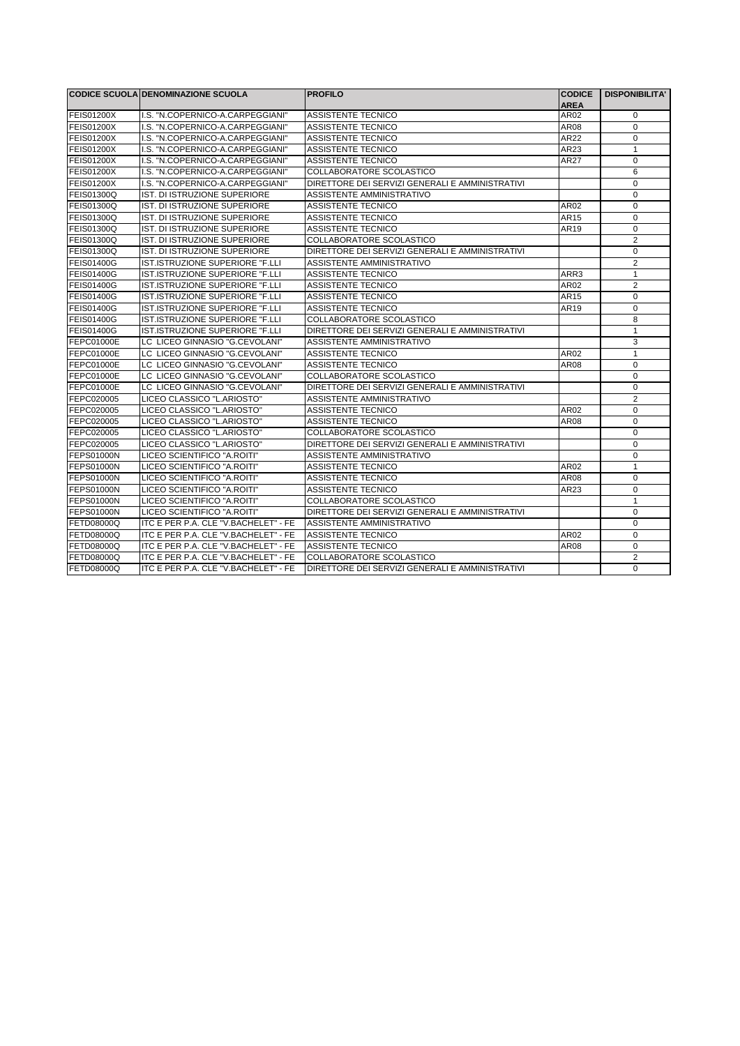| CODICE SCUOLA | DENOMINAZIONE SCUOLA | PROFILO | CODICE AREA | DISPONIBILITA' |
|---|---|---|---|---|
| FEIS01200X | I.S. "N.COPERNICO-A.CARPEGGIANI" | ASSISTENTE TECNICO | AR02 | 0 |
| FEIS01200X | I.S. "N.COPERNICO-A.CARPEGGIANI" | ASSISTENTE TECNICO | AR08 | 0 |
| FEIS01200X | I.S. "N.COPERNICO-A.CARPEGGIANI" | ASSISTENTE TECNICO | AR22 | 0 |
| FEIS01200X | I.S. "N.COPERNICO-A.CARPEGGIANI" | ASSISTENTE TECNICO | AR23 | 1 |
| FEIS01200X | I.S. "N.COPERNICO-A.CARPEGGIANI" | ASSISTENTE TECNICO | AR27 | 0 |
| FEIS01200X | I.S. "N.COPERNICO-A.CARPEGGIANI" | COLLABORATORE SCOLASTICO | | 6 |
| FEIS01200X | I.S. "N.COPERNICO-A.CARPEGGIANI" | DIRETTORE DEI SERVIZI GENERALI E AMMINISTRATIVI | | 0 |
| FEIS01300Q | IST. DI ISTRUZIONE SUPERIORE | ASSISTENTE AMMINISTRATIVO | | 0 |
| FEIS01300Q | IST. DI ISTRUZIONE SUPERIORE | ASSISTENTE TECNICO | AR02 | 0 |
| FEIS01300Q | IST. DI ISTRUZIONE SUPERIORE | ASSISTENTE TECNICO | AR15 | 0 |
| FEIS01300Q | IST. DI ISTRUZIONE SUPERIORE | ASSISTENTE TECNICO | AR19 | 0 |
| FEIS01300Q | IST. DI ISTRUZIONE SUPERIORE | COLLABORATORE SCOLASTICO | | 2 |
| FEIS01300Q | IST. DI ISTRUZIONE SUPERIORE | DIRETTORE DEI SERVIZI GENERALI E AMMINISTRATIVI | | 0 |
| FEIS01400G | IST.ISTRUZIONE SUPERIORE "F.LLI | ASSISTENTE AMMINISTRATIVO | | 2 |
| FEIS01400G | IST.ISTRUZIONE SUPERIORE "F.LLI | ASSISTENTE TECNICO | ARR3 | 1 |
| FEIS01400G | IST.ISTRUZIONE SUPERIORE "F.LLI | ASSISTENTE TECNICO | AR02 | 2 |
| FEIS01400G | IST.ISTRUZIONE SUPERIORE "F.LLI | ASSISTENTE TECNICO | AR15 | 0 |
| FEIS01400G | IST.ISTRUZIONE SUPERIORE "F.LLI | ASSISTENTE TECNICO | AR19 | 0 |
| FEIS01400G | IST.ISTRUZIONE SUPERIORE "F.LLI | COLLABORATORE SCOLASTICO | | 8 |
| FEIS01400G | IST.ISTRUZIONE SUPERIORE "F.LLI | DIRETTORE DEI SERVIZI GENERALI E AMMINISTRATIVI | | 1 |
| FEPC01000E | LC LICEO GINNASIO "G.CEVOLANI" | ASSISTENTE AMMINISTRATIVO | | 3 |
| FEPC01000E | LC LICEO GINNASIO "G.CEVOLANI" | ASSISTENTE TECNICO | AR02 | 1 |
| FEPC01000E | LC LICEO GINNASIO "G.CEVOLANI" | ASSISTENTE TECNICO | AR08 | 0 |
| FEPC01000E | LC LICEO GINNASIO "G.CEVOLANI" | COLLABORATORE SCOLASTICO | | 0 |
| FEPC01000E | LC LICEO GINNASIO "G.CEVOLANI" | DIRETTORE DEI SERVIZI GENERALI E AMMINISTRATIVI | | 0 |
| FEPC020005 | LICEO CLASSICO "L.ARIOSTO" | ASSISTENTE AMMINISTRATIVO | | 2 |
| FEPC020005 | LICEO CLASSICO "L.ARIOSTO" | ASSISTENTE TECNICO | AR02 | 0 |
| FEPC020005 | LICEO CLASSICO "L.ARIOSTO" | ASSISTENTE TECNICO | AR08 | 0 |
| FEPC020005 | LICEO CLASSICO "L.ARIOSTO" | COLLABORATORE SCOLASTICO | | 0 |
| FEPC020005 | LICEO CLASSICO "L.ARIOSTO" | DIRETTORE DEI SERVIZI GENERALI E AMMINISTRATIVI | | 0 |
| FEPS01000N | LICEO SCIENTIFICO "A.ROITI" | ASSISTENTE AMMINISTRATIVO | | 0 |
| FEPS01000N | LICEO SCIENTIFICO "A.ROITI" | ASSISTENTE TECNICO | AR02 | 1 |
| FEPS01000N | LICEO SCIENTIFICO "A.ROITI" | ASSISTENTE TECNICO | AR08 | 0 |
| FEPS01000N | LICEO SCIENTIFICO "A.ROITI" | ASSISTENTE TECNICO | AR23 | 0 |
| FEPS01000N | LICEO SCIENTIFICO "A.ROITI" | COLLABORATORE SCOLASTICO | | 1 |
| FEPS01000N | LICEO SCIENTIFICO "A.ROITI" | DIRETTORE DEI SERVIZI GENERALI E AMMINISTRATIVI | | 0 |
| FETD08000Q | ITC E PER P.A. CLE "V.BACHELET" - FE | ASSISTENTE AMMINISTRATIVO | | 0 |
| FETD08000Q | ITC E PER P.A. CLE "V.BACHELET" - FE | ASSISTENTE TECNICO | AR02 | 0 |
| FETD08000Q | ITC E PER P.A. CLE "V.BACHELET" - FE | ASSISTENTE TECNICO | AR08 | 0 |
| FETD08000Q | ITC E PER P.A. CLE "V.BACHELET" - FE | COLLABORATORE SCOLASTICO | | 2 |
| FETD08000Q | ITC E PER P.A. CLE "V.BACHELET" - FE | DIRETTORE DEI SERVIZI GENERALI E AMMINISTRATIVI | | 0 |